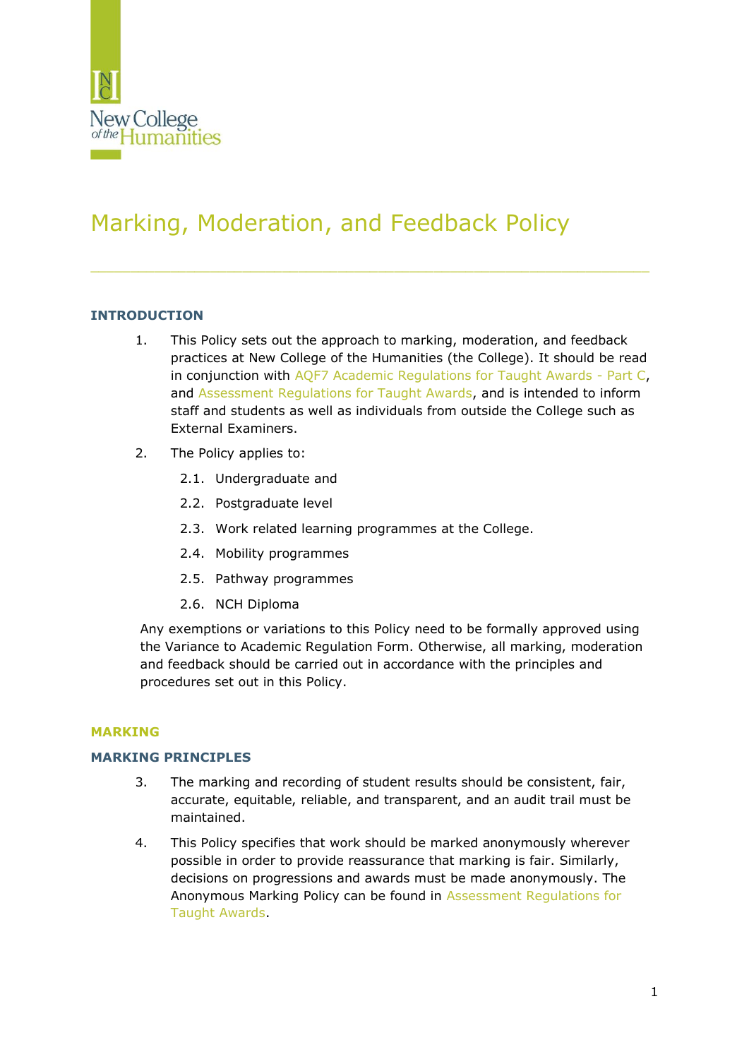# Marking, Moderation, and Feedback Policy

## INTRODUCTION

1. This Policy sets out the approach to marking, moderation, and feedback practices at New College of the Humanities (the College). It should be read in conjunction with AQF7 Academic Regulations for Taught Awards - Part C, and Assessment Regulations for Taught Awards, and is intended to inform staff and students as well as individuals from outside the College such as External Examiners.

2. The Policy applies to:
   - 2.1. Undergraduate and
   - 2.2. Postgraduate level
   - 2.3. Work related learning programmes at the College.
   - 2.4. Mobility programmes
   - 2.5. Pathway programmes
   - 2.6. NCH Diploma

Any exemptions or variations to this Policy need to be formally approved using the Variance to Academic Regulation Form. Otherwise, all marking, moderation and feedback should be carried out in accordance with the principles and procedures set out in this Policy.

## MARKING

### MARKING PRINCIPLES

3. The marking and recording of student results should be consistent, fair, accurate, equitable, reliable, and transparent, and an audit trail must be maintained.

4. This Policy specifies that work should be marked anonymously wherever possible in order to provide reassurance that marking is fair. Similarly, decisions on progressions and awards must be made anonymously. The Anonymous Marking Policy can be found in Assessment Regulations for Taught Awards.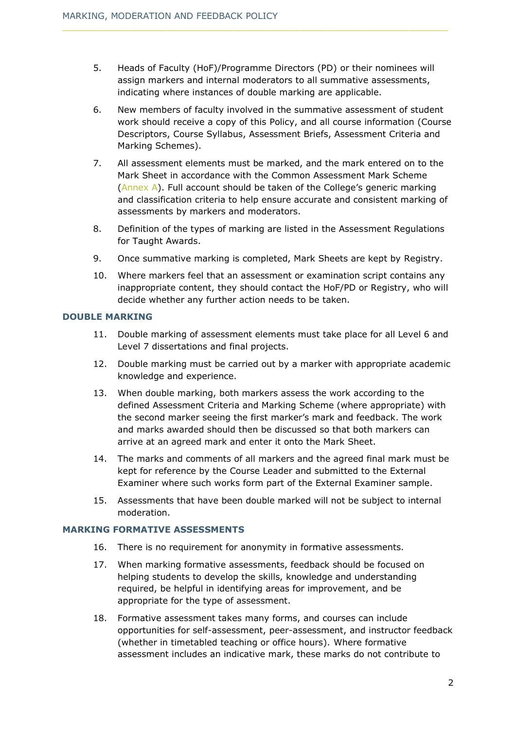5. Heads of Faculty (HoF)/Programme Directors (PD) or their nominees will assign markers and internal moderators to all summative assessments, indicating where instances of double marking are applicable.

6. New members of faculty involved in the summative assessment of student work should receive a copy of this Policy, and all course information (Course Descriptors, Course Syllabus, Assessment Briefs, Assessment Criteria and Marking Schemes).

7. All assessment elements must be marked, and the mark entered on to the Mark Sheet in accordance with the Common Assessment Mark Scheme (Annex A). Full account should be taken of the College's generic marking and classification criteria to help ensure accurate and consistent marking of assessments by markers and moderators.

8. Definition of the types of marking are listed in the Assessment Regulations for Taught Awards.

9. Once summative marking is completed, Mark Sheets are kept by Registry.

10. Where markers feel that an assessment or examination script contains any inappropriate content, they should contact the HoF/PD or Registry, who will decide whether any further action needs to be taken.

### DOUBLE MARKING

11. Double marking of assessment elements must take place for all Level 6 and Level 7 dissertations and final projects.

12. Double marking must be carried out by a marker with appropriate academic knowledge and experience.

13. When double marking, both markers assess the work according to the defined Assessment Criteria and Marking Scheme (where appropriate) with the second marker seeing the first marker's mark and feedback. The work and marks awarded should then be discussed so that both markers can arrive at an agreed mark and enter it onto the Mark Sheet.

14. The marks and comments of all markers and the agreed final mark must be kept for reference by the Course Leader and submitted to the External Examiner where such works form part of the External Examiner sample.

15. Assessments that have been double marked will not be subject to internal moderation.

### MARKING FORMATIVE ASSESSMENTS

16. There is no requirement for anonymity in formative assessments.

17. When marking formative assessments, feedback should be focused on helping students to develop the skills, knowledge and understanding required, be helpful in identifying areas for improvement, and be appropriate for the type of assessment.

18. Formative assessment takes many forms, and courses can include opportunities for self-assessment, peer-assessment, and instructor feedback (whether in timetabled teaching or office hours). Where formative assessment includes an indicative mark, these marks do not contribute to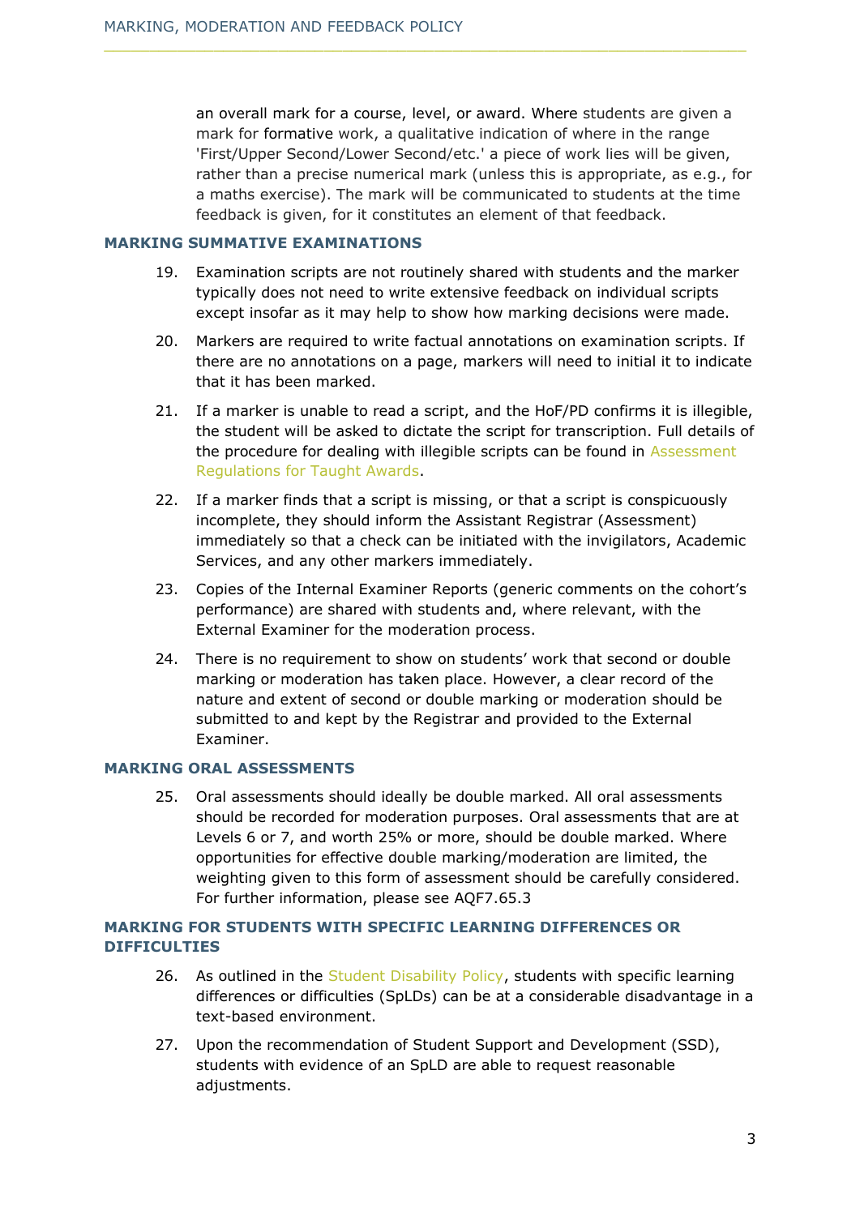an overall mark for a course, level, or award. Where students are given a mark for formative work, a qualitative indication of where in the range 'First/Upper Second/Lower Second/etc.' a piece of work lies will be given, rather than a precise numerical mark (unless this is appropriate, as e.g., for a maths exercise). The mark will be communicated to students at the time feedback is given, for it constitutes an element of that feedback.

## MARKING SUMMATIVE EXAMINATIONS

19. Examination scripts are not routinely shared with students and the marker typically does not need to write extensive feedback on individual scripts except insofar as it may help to show how marking decisions were made.

20. Markers are required to write factual annotations on examination scripts. If there are no annotations on a page, markers will need to initial it to indicate that it has been marked.

21. If a marker is unable to read a script, and the HoF/PD confirms it is illegible, the student will be asked to dictate the script for transcription. Full details of the procedure for dealing with illegible scripts can be found in Assessment Regulations for Taught Awards.

22. If a marker finds that a script is missing, or that a script is conspicuously incomplete, they should inform the Assistant Registrar (Assessment) immediately so that a check can be initiated with the invigilators, Academic Services, and any other markers immediately.

23. Copies of the Internal Examiner Reports (generic comments on the cohort's performance) are shared with students and, where relevant, with the External Examiner for the moderation process.

24. There is no requirement to show on students' work that second or double marking or moderation has taken place. However, a clear record of the nature and extent of second or double marking or moderation should be submitted to and kept by the Registrar and provided to the External Examiner.

## MARKING ORAL ASSESSMENTS

25. Oral assessments should ideally be double marked. All oral assessments should be recorded for moderation purposes. Oral assessments that are at Levels 6 or 7, and worth 25% or more, should be double marked. Where opportunities for effective double marking/moderation are limited, the weighting given to this form of assessment should be carefully considered. For further information, please see AQF7.65.3

## MARKING FOR STUDENTS WITH SPECIFIC LEARNING DIFFERENCES OR DIFFICULTIES

26. As outlined in the Student Disability Policy, students with specific learning differences or difficulties (SpLDs) can be at a considerable disadvantage in a text-based environment.

27. Upon the recommendation of Student Support and Development (SSD), students with evidence of an SpLD are able to request reasonable adjustments.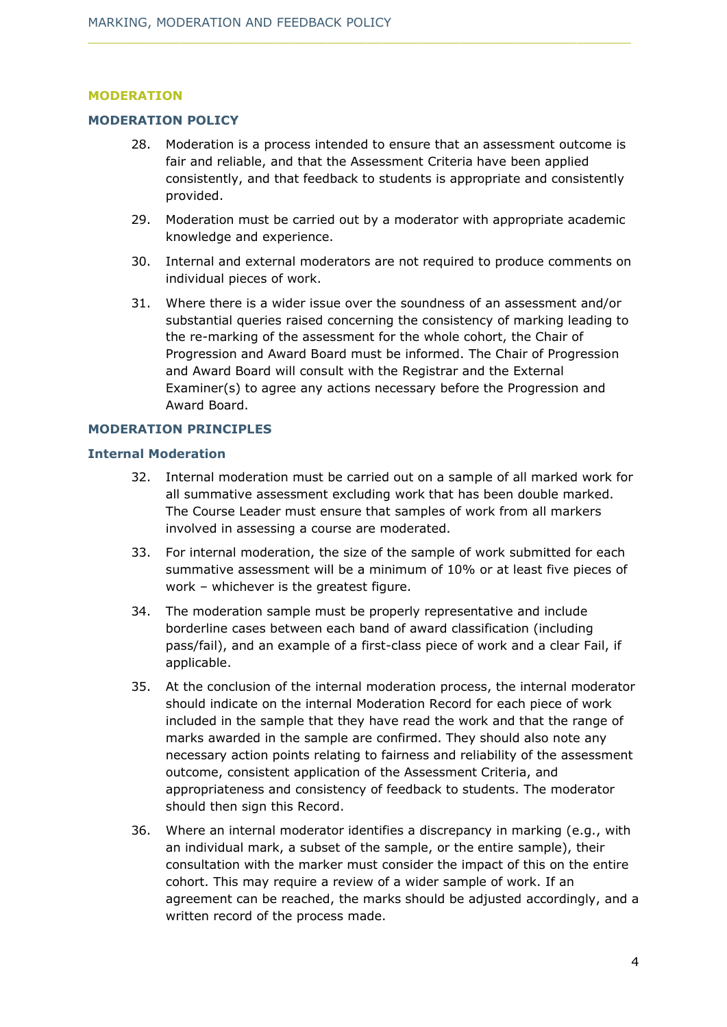## MODERATION

### MODERATION POLICY

28. Moderation is a process intended to ensure that an assessment outcome is fair and reliable, and that the Assessment Criteria have been applied consistently, and that feedback to students is appropriate and consistently provided.

29. Moderation must be carried out by a moderator with appropriate academic knowledge and experience.

30. Internal and external moderators are not required to produce comments on individual pieces of work.

31. Where there is a wider issue over the soundness of an assessment and/or substantial queries raised concerning the consistency of marking leading to the re-marking of the assessment for the whole cohort, the Chair of Progression and Award Board must be informed. The Chair of Progression and Award Board will consult with the Registrar and the External Examiner(s) to agree any actions necessary before the Progression and Award Board.

### MODERATION PRINCIPLES

#### Internal Moderation

32. Internal moderation must be carried out on a sample of all marked work for all summative assessment excluding work that has been double marked. The Course Leader must ensure that samples of work from all markers involved in assessing a course are moderated.

33. For internal moderation, the size of the sample of work submitted for each summative assessment will be a minimum of 10% or at least five pieces of work – whichever is the greatest figure.

34. The moderation sample must be properly representative and include borderline cases between each band of award classification (including pass/fail), and an example of a first-class piece of work and a clear Fail, if applicable.

35. At the conclusion of the internal moderation process, the internal moderator should indicate on the internal Moderation Record for each piece of work included in the sample that they have read the work and that the range of marks awarded in the sample are confirmed. They should also note any necessary action points relating to fairness and reliability of the assessment outcome, consistent application of the Assessment Criteria, and appropriateness and consistency of feedback to students. The moderator should then sign this Record.

36. Where an internal moderator identifies a discrepancy in marking (e.g., with an individual mark, a subset of the sample, or the entire sample), their consultation with the marker must consider the impact of this on the entire cohort. This may require a review of a wider sample of work. If an agreement can be reached, the marks should be adjusted accordingly, and a written record of the process made.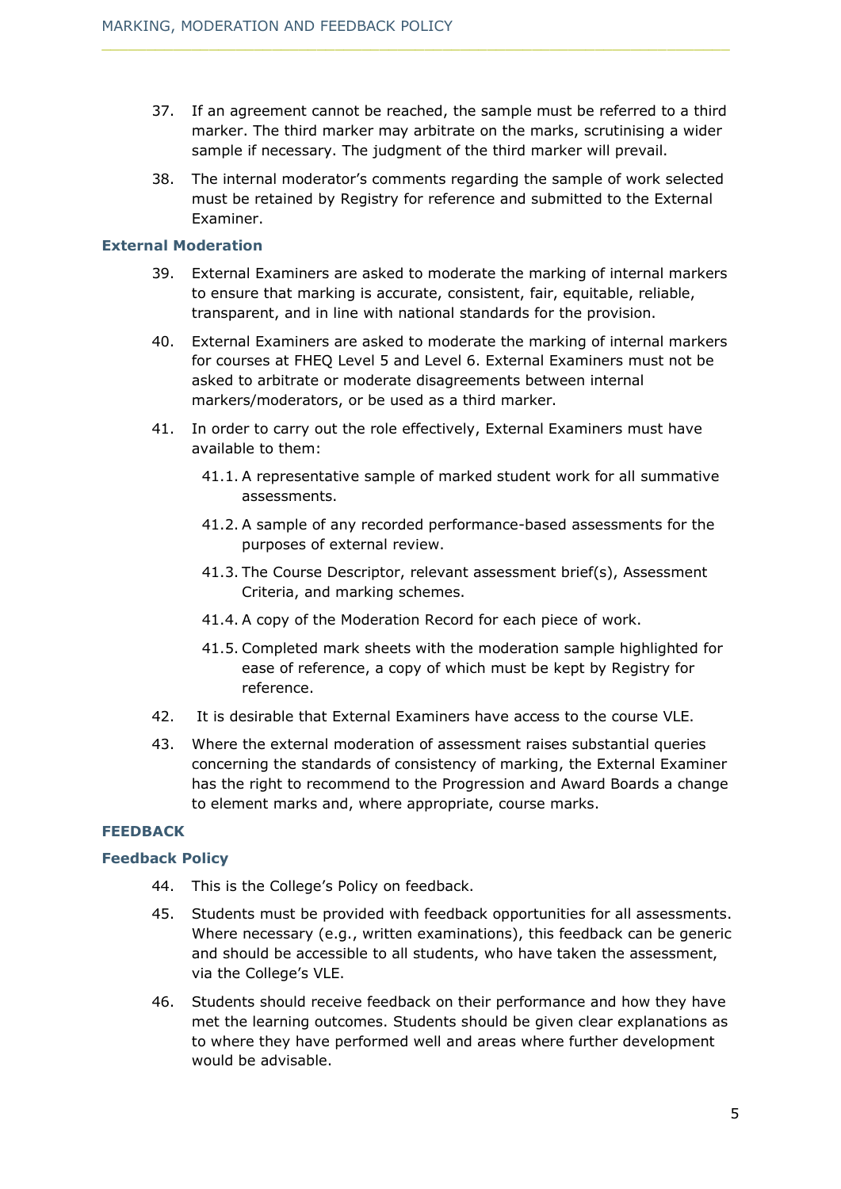37. If an agreement cannot be reached, the sample must be referred to a third marker. The third marker may arbitrate on the marks, scrutinising a wider sample if necessary. The judgment of the third marker will prevail.

38. The internal moderator's comments regarding the sample of work selected must be retained by Registry for reference and submitted to the External Examiner.

### External Moderation

39. External Examiners are asked to moderate the marking of internal markers to ensure that marking is accurate, consistent, fair, equitable, reliable, transparent, and in line with national standards for the provision.

40. External Examiners are asked to moderate the marking of internal markers for courses at FHEQ Level 5 and Level 6. External Examiners must not be asked to arbitrate or moderate disagreements between internal markers/moderators, or be used as a third marker.

41. In order to carry out the role effectively, External Examiners must have available to them:

    41.1. A representative sample of marked student work for all summative assessments.

    41.2. A sample of any recorded performance-based assessments for the purposes of external review.

    41.3. The Course Descriptor, relevant assessment brief(s), Assessment Criteria, and marking schemes.

    41.4. A copy of the Moderation Record for each piece of work.

    41.5. Completed mark sheets with the moderation sample highlighted for ease of reference, a copy of which must be kept by Registry for reference.

42. It is desirable that External Examiners have access to the course VLE.

43. Where the external moderation of assessment raises substantial queries concerning the standards of consistency of marking, the External Examiner has the right to recommend to the Progression and Award Boards a change to element marks and, where appropriate, course marks.

## FEEDBACK

### Feedback Policy

44. This is the College's Policy on feedback.

45. Students must be provided with feedback opportunities for all assessments. Where necessary (e.g., written examinations), this feedback can be generic and should be accessible to all students, who have taken the assessment, via the College's VLE.

46. Students should receive feedback on their performance and how they have met the learning outcomes. Students should be given clear explanations as to where they have performed well and areas where further development would be advisable.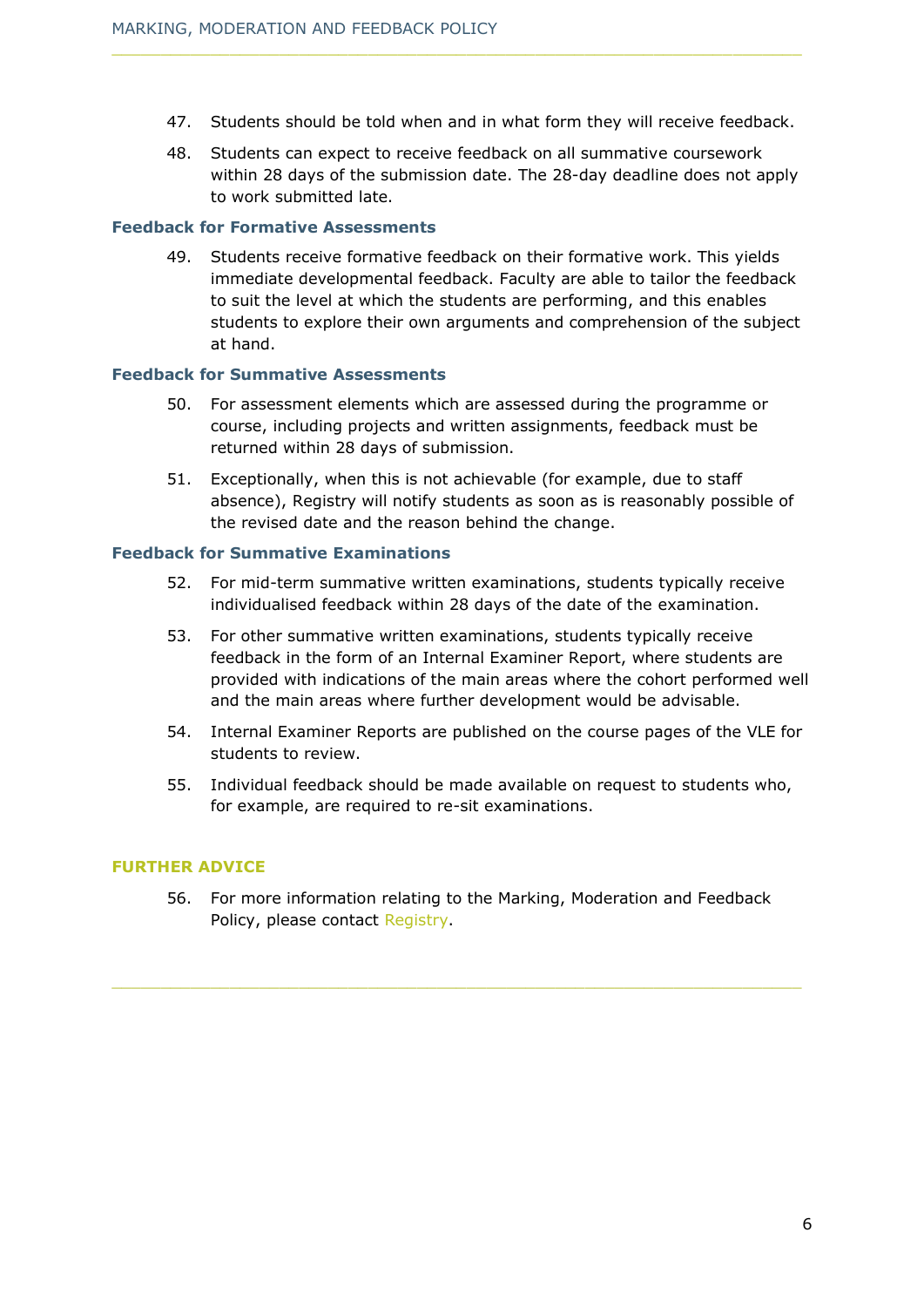47. Students should be told when and in what form they will receive feedback.

48. Students can expect to receive feedback on all summative coursework within 28 days of the submission date. The 28-day deadline does not apply to work submitted late.

### Feedback for Formative Assessments

49. Students receive formative feedback on their formative work. This yields immediate developmental feedback. Faculty are able to tailor the feedback to suit the level at which the students are performing, and this enables students to explore their own arguments and comprehension of the subject at hand.

### Feedback for Summative Assessments

50. For assessment elements which are assessed during the programme or course, including projects and written assignments, feedback must be returned within 28 days of submission.

51. Exceptionally, when this is not achievable (for example, due to staff absence), Registry will notify students as soon as is reasonably possible of the revised date and the reason behind the change.

### Feedback for Summative Examinations

52. For mid-term summative written examinations, students typically receive individualised feedback within 28 days of the date of the examination.

53. For other summative written examinations, students typically receive feedback in the form of an Internal Examiner Report, where students are provided with indications of the main areas where the cohort performed well and the main areas where further development would be advisable.

54. Internal Examiner Reports are published on the course pages of the VLE for students to review.

55. Individual feedback should be made available on request to students who, for example, are required to re-sit examinations.

## FURTHER ADVICE

56. For more information relating to the Marking, Moderation and Feedback Policy, please contact Registry.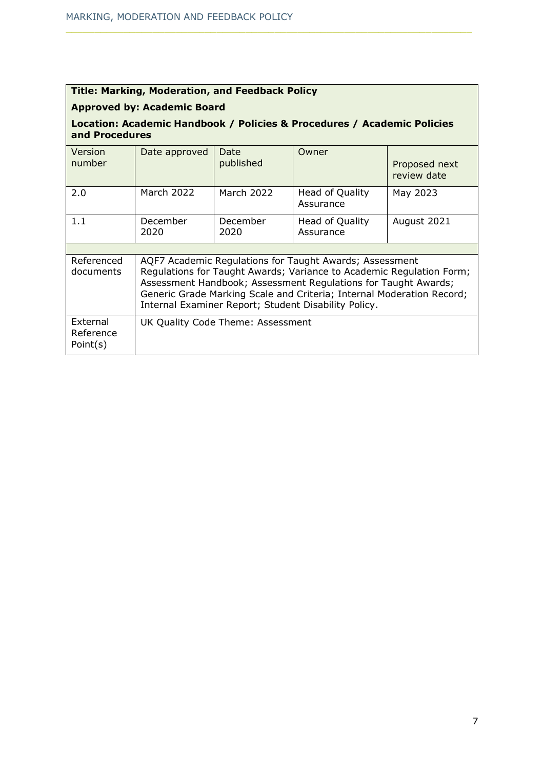| **Title: Marking, Moderation, and Feedback Policy** | | | | |
|---|---|---|---|---|
| **Approved by: Academic Board** | | | | |
| **Location: Academic Handbook / Policies & Procedures / Academic Policies and Procedures** | | | | |
| Version number | Date approved | Date published | Owner | Proposed next review date |
| 2.0 | March 2022 | March 2022 | Head of Quality Assurance | May 2023 |
| 1.1 | December 2020 | December 2020 | Head of Quality Assurance | August 2021 |
| | | | | |
| Referenced documents | AQF7 Academic Regulations for Taught Awards; Assessment Regulations for Taught Awards; Variance to Academic Regulation Form; Assessment Handbook; Assessment Regulations for Taught Awards; Generic Grade Marking Scale and Criteria; Internal Moderation Record; Internal Examiner Report; Student Disability Policy. | | | |
| External Reference Point(s) | UK Quality Code Theme: Assessment | | | |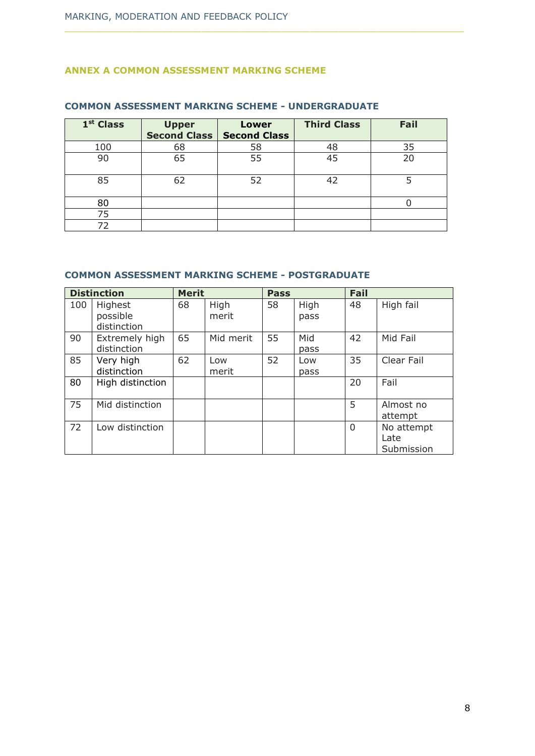## ANNEX A COMMON ASSESSMENT MARKING SCHEME

### COMMON ASSESSMENT MARKING SCHEME - UNDERGRADUATE

| 1[st] Class | Upper Second Class | Lower Second Class | Third Class | Fail |
|---|---|---|---|---|
| 100 | 68 | 58 | 48 | 35 |
| 90 | 65 | 55 | 45 | 20 |
| 85 | 62 | 52 | 42 | 5 |
| 80 | | | | 0 |
| 75 | | | | |
| 72 | | | | |

### COMMON ASSESSMENT MARKING SCHEME - POSTGRADUATE

| Distinction | | Merit | | Pass | | Fail | |
|---|---|---|---|---|---|---|---|
| 100 | Highest possible distinction | 68 | High merit | 58 | High pass | 48 | High fail |
| 90 | Extremely high distinction | 65 | Mid merit | 55 | Mid pass | 42 | Mid Fail |
| 85 | Very high distinction | 62 | Low merit | 52 | Low pass | 35 | Clear Fail |
| 80 | High distinction | | | | | 20 | Fail |
| 75 | Mid distinction | | | | | 5 | Almost no attempt |
| 72 | Low distinction | | | | | 0 | No attempt Late Submission |